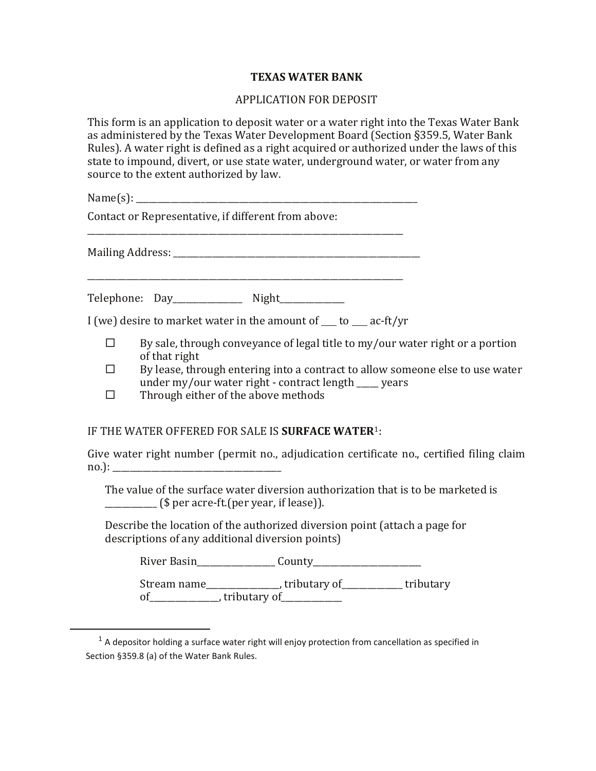# TEXAS WATER BANK

## APPLICATION FOR DEPOSIT

This form is an application to deposit water or a water right into the Texas Water Bank as administered by the Texas Water Development Board (Section §359.5, Water Bank Rules). A water right is defined as a right acquired or authorized under the laws of this state to impound, divert, or use state water, underground water, or water from any source to the extent authorized by law.

Name(s): ______________________________________________________________

Contact or Representative, if different from above:
______________________________________________________________________

Mailing Address: ______________________________________________________

______________________________________________________________________

Telephone: Day_______________ Night______________

I (we) desire to market water in the amount of ___ to ___ ac-ft/yr

- ☐ By sale, through conveyance of legal title to my/our water right or a portion of that right
- ☐ By lease, through entering into a contract to allow someone else to use water under my/our water right - contract length _____ years
- ☐ Through either of the above methods

IF THE WATER OFFERED FOR SALE IS **SURFACE WATER**[1]:

Give water right number (permit no., adjudication certificate no., certified filing claim no.): _____________________________________

The value of the surface water diversion authorization that is to be marketed is ___________ ($ per acre-ft.(per year, if lease)).

Describe the location of the authorized diversion point (attach a page for descriptions of any additional diversion points)

River Basin__________________ County_________________________

Stream name________________, tributary of______________ tributary of_______________, tributary of_____________

---

[1] A depositor holding a surface water right will enjoy protection from cancellation as specified in Section §359.8 (a) of the Water Bank Rules.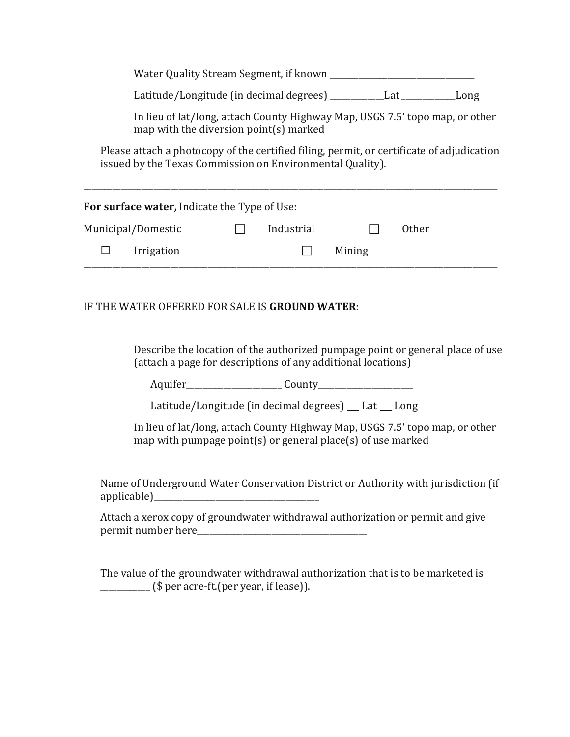Water Quality Stream Segment, if known ___________________________________

Latitude/Longitude (in decimal degrees) ____________Lat ____________Long

In lieu of lat/long, attach County Highway Map, USGS 7.5' topo map, or other map with the diversion point(s) marked

Please attach a photocopy of the certified filing, permit, or certificate of adjudication issued by the Texas Commission on Environmental Quality).

---

**For surface water,** Indicate the Type of Use:

Municipal/Domestic ☐ Industrial ☐ Other

☐ Irrigation ☐ Mining

---

IF THE WATER OFFERED FOR SALE IS **GROUND WATER**:

Describe the location of the authorized pumpage point or general place of use (attach a page for descriptions of any additional locations)

Aquifer______________________ County______________________

Latitude/Longitude (in decimal degrees) ___ Lat ___ Long

In lieu of lat/long, attach County Highway Map, USGS 7.5' topo map, or other map with pumpage point(s) or general place(s) of use marked

Name of Underground Water Conservation District or Authority with jurisdiction (if applicable)_______________________________________

Attach a xerox copy of groundwater withdrawal authorization or permit and give permit number here_______________________________________

The value of the groundwater withdrawal authorization that is to be marketed is ___________ ($ per acre-ft.(per year, if lease)).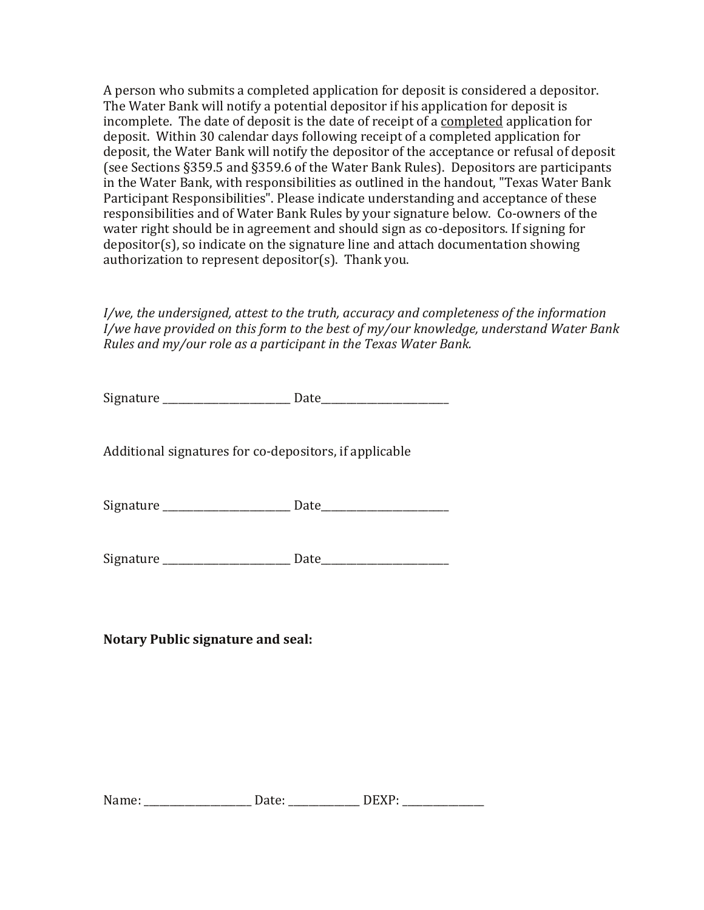A person who submits a completed application for deposit is considered a depositor. The Water Bank will notify a potential depositor if his application for deposit is incomplete. The date of deposit is the date of receipt of a <u>completed</u> application for deposit. Within 30 calendar days following receipt of a completed application for deposit, the Water Bank will notify the depositor of the acceptance or refusal of deposit (see Sections §359.5 and §359.6 of the Water Bank Rules). Depositors are participants in the Water Bank, with responsibilities as outlined in the handout, "Texas Water Bank Participant Responsibilities". Please indicate understanding and acceptance of these responsibilities and of Water Bank Rules by your signature below. Co-owners of the water right should be in agreement and should sign as co-depositors. If signing for depositor(s), so indicate on the signature line and attach documentation showing authorization to represent depositor(s). Thank you.

*I/we, the undersigned, attest to the truth, accuracy and completeness of the information I/we have provided on this form to the best of my/our knowledge, understand Water Bank Rules and my/our role as a participant in the Texas Water Bank.*

Signature ________________________ Date________________________

Additional signatures for co-depositors, if applicable

Signature ________________________ Date________________________

Signature ________________________ Date________________________

**Notary Public signature and seal:**

Name: ____________________ Date: ____________ DEXP: ______________